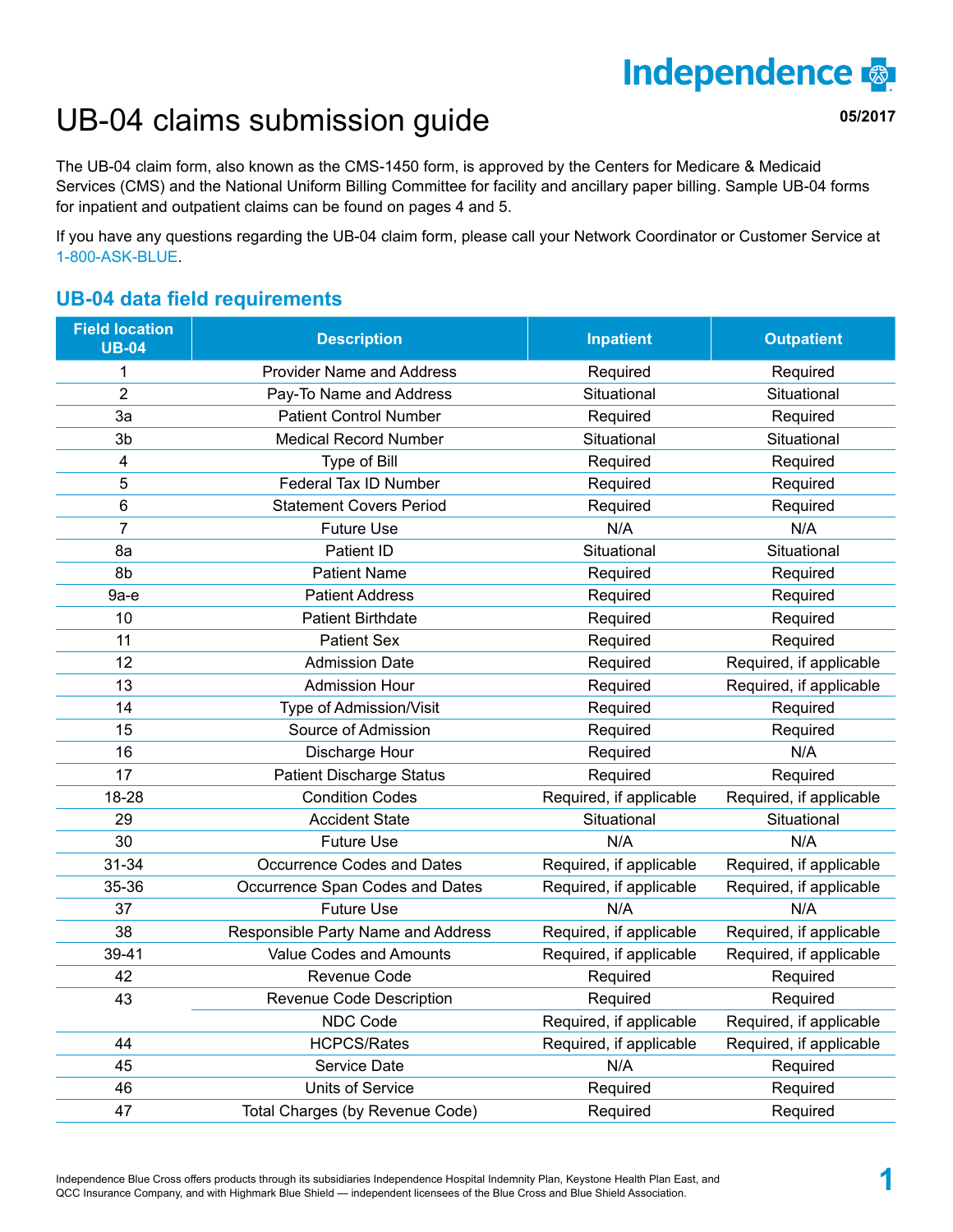Independence

# UB-04 claims submission guide

05/2017

The UB-04 claim form, also known as the CMS-1450 form, is approved by the Centers for Medicare & Medicaid Services (CMS) and the National Uniform Billing Committee for facility and ancillary paper billing. Sample UB-04 forms for inpatient and outpatient claims can be found on pages 4 and 5.

If you have any questions regarding the UB-04 claim form, please call your Network Coordinator or Customer Service at 1-800-ASK-BLUE.

## UB-04 data field requirements

| Field location UB-04 | Description | Inpatient | Outpatient |
|---|---|---|---|
| 1 | Provider Name and Address | Required | Required |
| 2 | Pay-To Name and Address | Situational | Situational |
| 3a | Patient Control Number | Required | Required |
| 3b | Medical Record Number | Situational | Situational |
| 4 | Type of Bill | Required | Required |
| 5 | Federal Tax ID Number | Required | Required |
| 6 | Statement Covers Period | Required | Required |
| 7 | Future Use | N/A | N/A |
| 8a | Patient ID | Situational | Situational |
| 8b | Patient Name | Required | Required |
| 9a-e | Patient Address | Required | Required |
| 10 | Patient Birthdate | Required | Required |
| 11 | Patient Sex | Required | Required |
| 12 | Admission Date | Required | Required, if applicable |
| 13 | Admission Hour | Required | Required, if applicable |
| 14 | Type of Admission/Visit | Required | Required |
| 15 | Source of Admission | Required | Required |
| 16 | Discharge Hour | Required | N/A |
| 17 | Patient Discharge Status | Required | Required |
| 18-28 | Condition Codes | Required, if applicable | Required, if applicable |
| 29 | Accident State | Situational | Situational |
| 30 | Future Use | N/A | N/A |
| 31-34 | Occurrence Codes and Dates | Required, if applicable | Required, if applicable |
| 35-36 | Occurrence Span Codes and Dates | Required, if applicable | Required, if applicable |
| 37 | Future Use | N/A | N/A |
| 38 | Responsible Party Name and Address | Required, if applicable | Required, if applicable |
| 39-41 | Value Codes and Amounts | Required, if applicable | Required, if applicable |
| 42 | Revenue Code | Required | Required |
| 43 | Revenue Code Description | Required | Required |
| | NDC Code | Required, if applicable | Required, if applicable |
| 44 | HCPCS/Rates | Required, if applicable | Required, if applicable |
| 45 | Service Date | N/A | Required |
| 46 | Units of Service | Required | Required |
| 47 | Total Charges (by Revenue Code) | Required | Required |

Independence Blue Cross offers products through its subsidiaries Independence Hospital Indemnity Plan, Keystone Health Plan East, and QCC Insurance Company, and with Highmark Blue Shield — independent licensees of the Blue Cross and Blue Shield Association.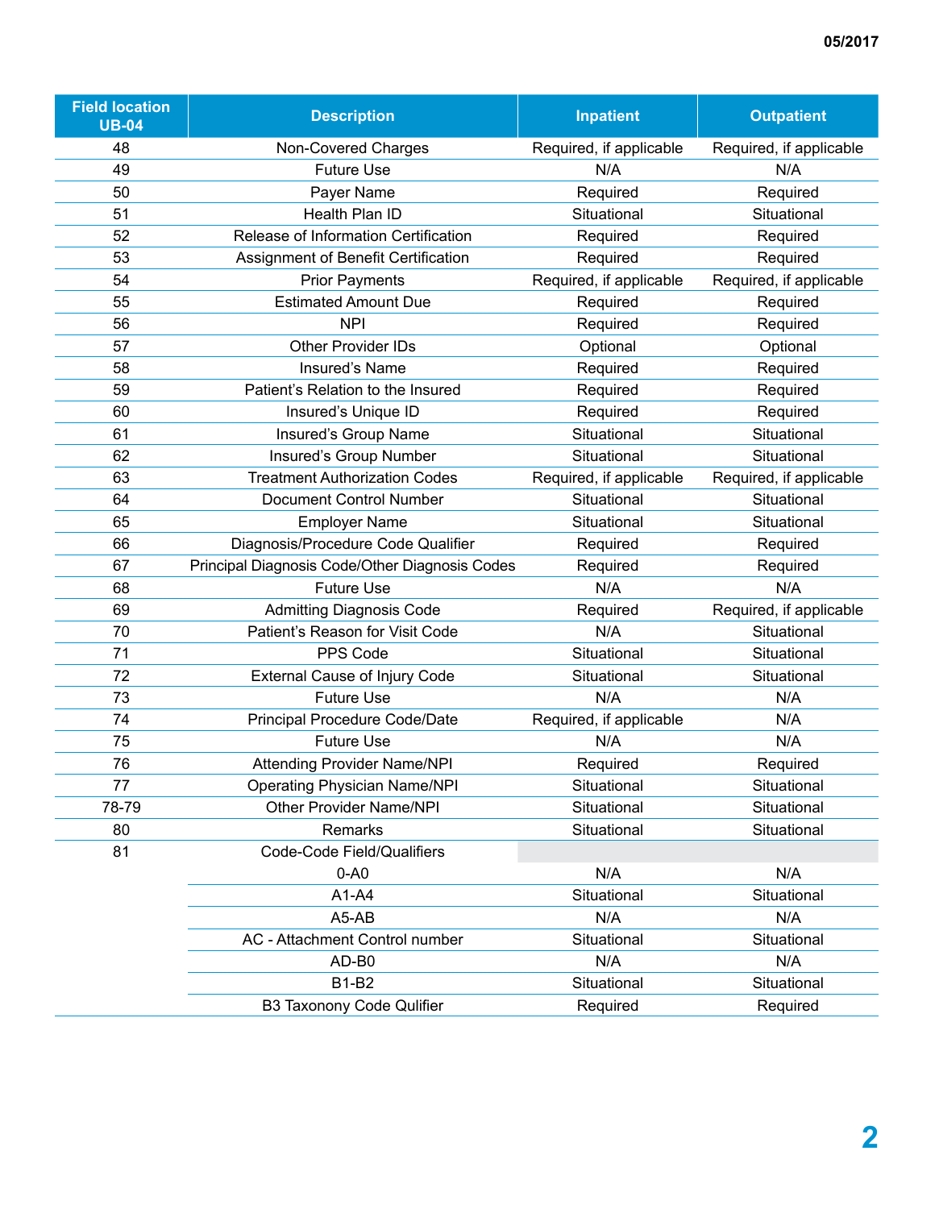| Field location UB-04 | Description | Inpatient | Outpatient |
|---|---|---|---|
| 48 | Non-Covered Charges | Required, if applicable | Required, if applicable |
| 49 | Future Use | N/A | N/A |
| 50 | Payer Name | Required | Required |
| 51 | Health Plan ID | Situational | Situational |
| 52 | Release of Information Certification | Required | Required |
| 53 | Assignment of Benefit Certification | Required | Required |
| 54 | Prior Payments | Required, if applicable | Required, if applicable |
| 55 | Estimated Amount Due | Required | Required |
| 56 | NPI | Required | Required |
| 57 | Other Provider IDs | Optional | Optional |
| 58 | Insured's Name | Required | Required |
| 59 | Patient's Relation to the Insured | Required | Required |
| 60 | Insured's Unique ID | Required | Required |
| 61 | Insured's Group Name | Situational | Situational |
| 62 | Insured's Group Number | Situational | Situational |
| 63 | Treatment Authorization Codes | Required, if applicable | Required, if applicable |
| 64 | Document Control Number | Situational | Situational |
| 65 | Employer Name | Situational | Situational |
| 66 | Diagnosis/Procedure Code Qualifier | Required | Required |
| 67 | Principal Diagnosis Code/Other Diagnosis Codes | Required | Required |
| 68 | Future Use | N/A | N/A |
| 69 | Admitting Diagnosis Code | Required | Required, if applicable |
| 70 | Patient's Reason for Visit Code | N/A | Situational |
| 71 | PPS Code | Situational | Situational |
| 72 | External Cause of Injury Code | Situational | Situational |
| 73 | Future Use | N/A | N/A |
| 74 | Principal Procedure Code/Date | Required, if applicable | N/A |
| 75 | Future Use | N/A | N/A |
| 76 | Attending Provider Name/NPI | Required | Required |
| 77 | Operating Physician Name/NPI | Situational | Situational |
| 78-79 | Other Provider Name/NPI | Situational | Situational |
| 80 | Remarks | Situational | Situational |
| 81 | Code-Code Field/Qualifiers | | |
| | 0-A0 | N/A | N/A |
| | A1-A4 | Situational | Situational |
| | A5-AB | N/A | N/A |
| | AC - Attachment Control number | Situational | Situational |
| | AD-B0 | N/A | N/A |
| | B1-B2 | Situational | Situational |
| | B3 Taxonomy Code Qulifier | Required | Required |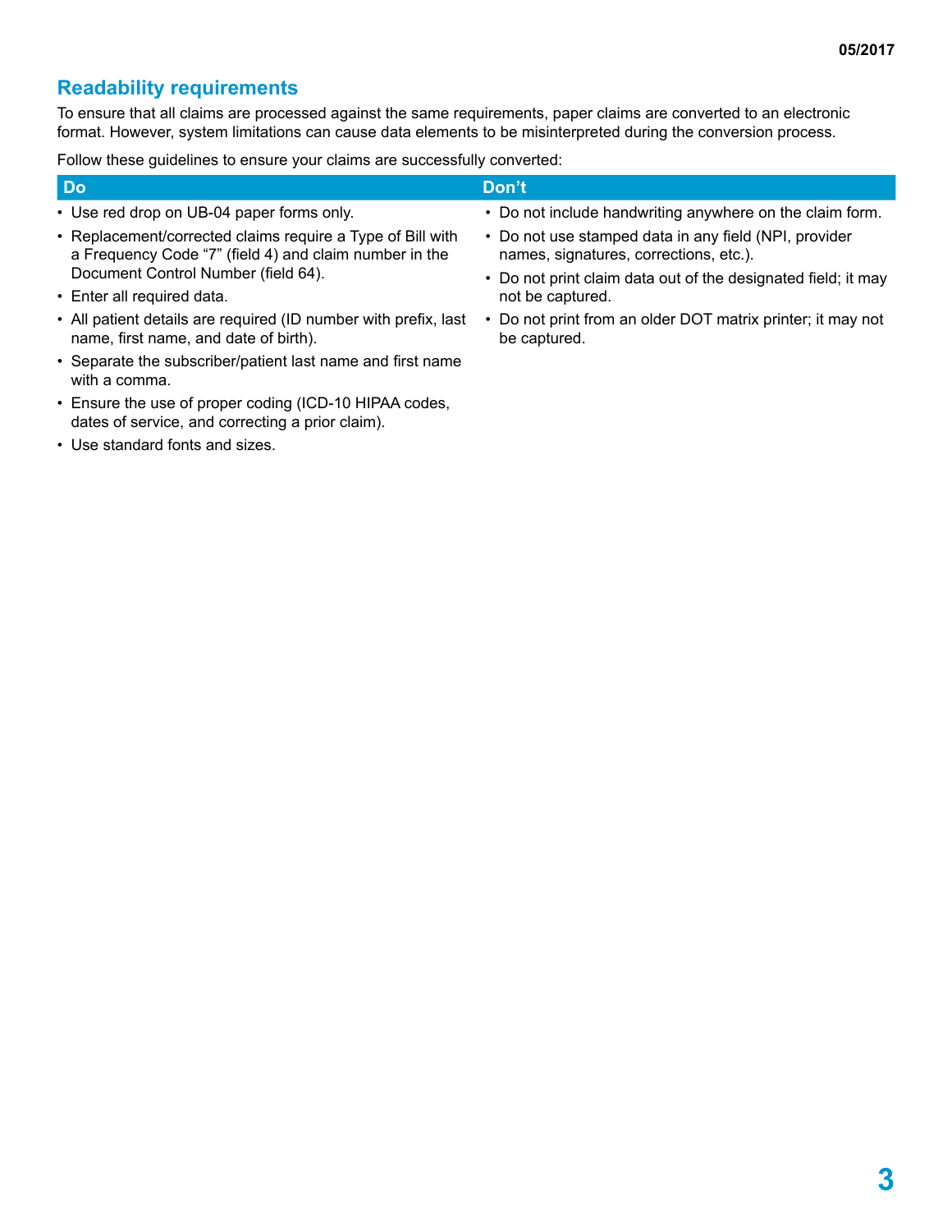## Readability requirements

To ensure that all claims are processed against the same requirements, paper claims are converted to an electronic format. However, system limitations can cause data elements to be misinterpreted during the conversion process.

Follow these guidelines to ensure your claims are successfully converted:

| Do | Don't |
|---|---|
| • Use red drop on UB-04 paper forms only.<br>• Replacement/corrected claims require a Type of Bill with a Frequency Code "7" (field 4) and claim number in the Document Control Number (field 64).<br>• Enter all required data.<br>• All patient details are required (ID number with prefix, last name, first name, and date of birth).<br>• Separate the subscriber/patient last name and first name with a comma.<br>• Ensure the use of proper coding (ICD-10 HIPAA codes, dates of service, and correcting a prior claim).<br>• Use standard fonts and sizes. | • Do not include handwriting anywhere on the claim form.<br>• Do not use stamped data in any field (NPI, provider names, signatures, corrections, etc.).<br>• Do not print claim data out of the designated field; it may not be captured.<br>• Do not print from an older DOT matrix printer; it may not be captured. |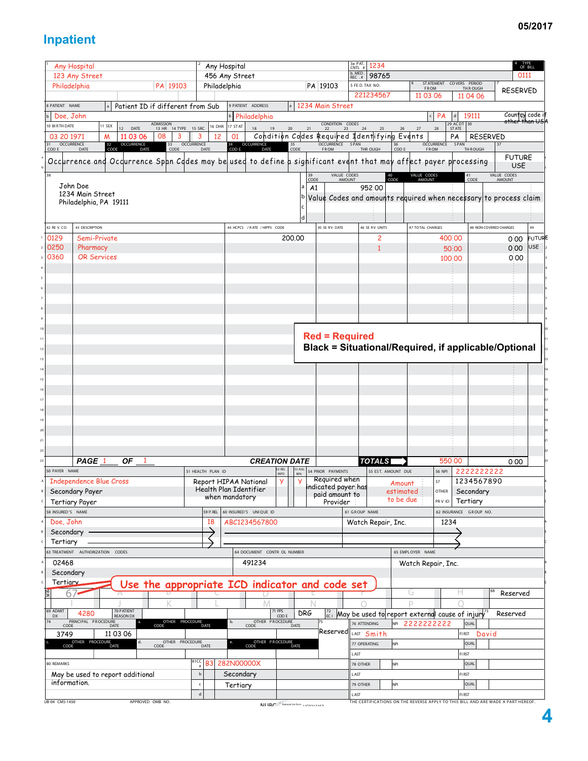# Inpatient

05/2017

**Red = Required**
**Black = Situational/Required, if applicable/Optional**

| Field | Content |
|---|---|
| 1 | Any Hospital, 123 Any Street, Philadelphia PA 19103 |
| 2 | Any Hospital, 456 Any Street, Philadelphia PA 19103 |
| 3a PAT. CNTL # | 1234 |
| b. MED. REC. # | 98765 |
| 4 TYPE OF BILL | 0111 |
| 5 FED. TAX NO. | 221234567 |
| 6 STATEMENT COVERS PERIOD FROM / THROUGH | 11 03 06 / 11 04 06 |
| 7 | RESERVED |
| 8 PATIENT NAME a | Patient ID if different from Sub |
| 8b | Doe, John |
| 9 PATIENT ADDRESS a | 1234 Main Street |
| 9b / c / d | Philadelphia / PA / 19111 |
| 9e | Country code if other than USA |
| 10 BIRTHDATE | 03 20 1971 |
| 11 SEX | M |
| 12 ADMISSION DATE | 11 03 06 |
| 13 HR | 08 |
| 14 TYPE | 3 |
| 15 SRC | 3 |
| 16 DHR | 12 |
| 17 STAT | 01 |
| 18–28 CONDITION CODES | Condition Codes Required Identifying Events |
| 29 ACDT STATE | PA |
| 30 | RESERVED |
| 31–36 OCCURRENCE / OCCURRENCE SPAN | Occurrence and Occurrence Span Codes may be used to define a significant event that may affect payer processing |
| 37 | FUTURE USE |
| 38 | John Doe, 1234 Main Street, Philadelphia, PA 19111 |
| 39a VALUE CODES CODE / AMOUNT | A1 / 952.00 |
| 39b | Value Codes and amounts required when necessary to process claim |

| 42 REV. CD. | 43 DESCRIPTION | 44 HCPCS / RATE / HIPPS CODE | 45 SERV. DATE | 46 SERV. UNITS | 47 TOTAL CHARGES | 48 NON-COVERED CHARGES | 49 |
|---|---|---|---|---|---|---|---|
| 0129 | Semi-Private | 200.00 | | 2 | 400.00 | 0.00 | FUTURE |
| 0250 | Pharmacy | | | 1 | 50.00 | 0.00 | USE |
| 0360 | OR Services | | | | 100.00 | 0.00 | |
| PAGE 1 OF 1 | | CREATION DATE | | TOTALS | 550.00 | 0.00 | |

| | 50 PAYER NAME | 51 HEALTH PLAN ID | 52 REL. INFO | 53 ASG. BEN. | 54 PRIOR PAYMENTS | 55 EST. AMOUNT DUE | 56 NPI / 57 |
|---|---|---|---|---|---|---|---|
| A | Independence Blue Cross | Report HIPAA National Health Plan Identifier when mandatory | Y | Y | Required when indicated payer has paid amount to Provider | Amount estimated to be due | 2222222222 / 1234567890 |
| B | Secondary Payer | | | | | | OTHER: Secondary |
| C | Tertiary Payer | | | | | | PRV ID: Tertiary |

| | 58 INSURED'S NAME | 59 P. REL | 60 INSURED'S UNIQUE ID | 61 GROUP NAME | 62 INSURANCE GROUP NO. |
|---|---|---|---|---|---|
| A | Doe, John | 18 | ABC1234567800 | Watch Repair, Inc. | 1234 |
| B | Secondary | | | | |
| C | Tertiary | | | | |

| | 63 TREATMENT AUTHORIZATION CODES | 64 DOCUMENT CONTROL NUMBER | 65 EMPLOYER NAME |
|---|---|---|---|
| A | 02468 | 491234 | Watch Repair, Inc. |
| B | Secondary | | |
| C | Tertiary | | |

| Field | Content |
|---|---|
| 66 DX | Use the appropriate ICD indicator and code set |
| 67 | (principal diagnosis); A–Q other diagnoses |
| 68 | Reserved |
| 69 ADMIT DX | 4280 |
| 70 PATIENT REASON DX | |
| 71 PPS CODE | DRG |
| 72 ECI | May be used to report external cause of injury |
| 73 | Reserved |
| 74 PRINCIPAL PROCEDURE CODE / DATE | 3749 / 11 03 06 |
| 75 | Reserved |
| 76 ATTENDING NPI | 2222222222 |
| 76 LAST / FIRST | Smith / David |
| 77 OPERATING | |
| 78 OTHER | |
| 79 OTHER | |
| 80 REMARKS | May be used to report additional information. |
| 81CC a | B3 282N00000X |
| 81CC b | Secondary |
| 81CC c | Tertiary |

UB-04 CMS-1450 APPROVED OMB NO. NUBC National Uniform Billing Committee

THE CERTIFICATIONS ON THE REVERSE APPLY TO THIS BILL AND ARE MADE A PART HEREOF.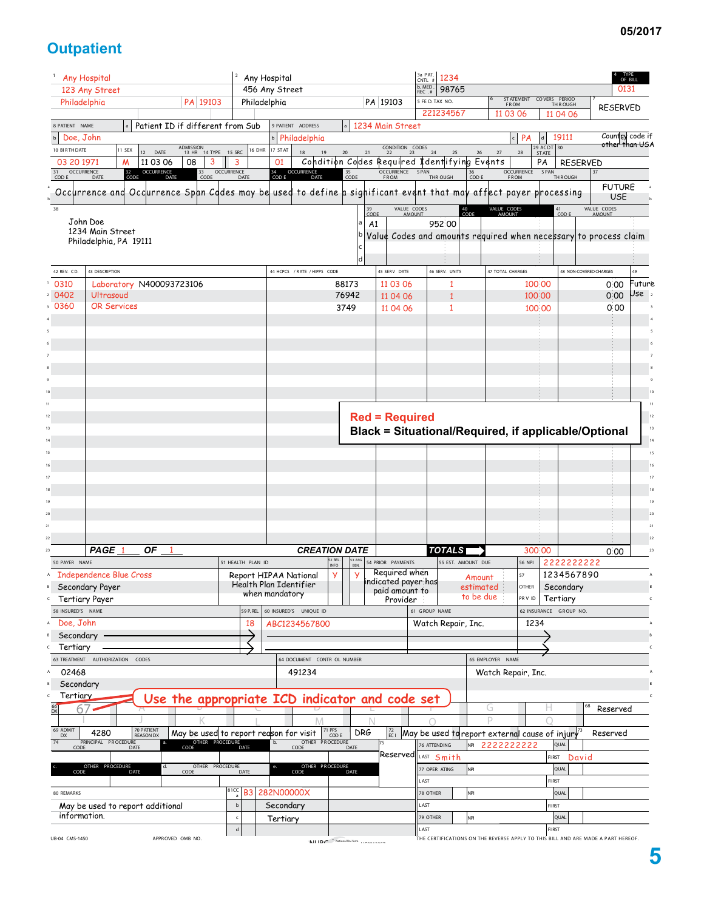05/2017

# Outpatient

| | |
|---|---|
| 1 | Any Hospital / 123 Any Street / Philadelphia PA 19103 |
| 2 | Any Hospital / 456 Any Street / Philadelphia PA 19103 |
| 3a PAT. CNTL # | 1234 |
| b. MED REC. # | 98765 |
| 4 TYPE OF BILL | 0131 |
| 5 FED. TAX NO. | 221234567 |
| 6 STATEMENT COVERS PERIOD FROM / THROUGH | 11 03 06 / 11 04 06 |
| 7 | RESERVED |
| 8 PATIENT NAME | a Patient ID if different from Sub / b Doe, John |
| 9 PATIENT ADDRESS | a 1234 Main Street / b Philadelphia / c PA / d 19111 / Country code if other than USA |
| 10 BIRTHDATE | 03 20 1971 |
| 11 SEX | M |
| 12 ADMISSION DATE | 11 03 06 |
| 13 HR | 08 |
| 14 TYPE | 3 |
| 15 SRC | 3 |
| 16 DHR | |
| 17 STAT | 01 |
| 18–28 CONDITION CODES | Condition Codes Required Identifying Events |
| 29 ACDT STATE | PA |
| 30 | RESERVED |
| 31–36 OCCURRENCE / OCCURRENCE SPAN | Occurrence and Occurrence Span Codes may be used to define a significant event that may affect payer processing |
| 37 | FUTURE USE |
| 38 | John Doe / 1234 Main Street / Philadelphia, PA 19111 |
| 39 VALUE CODES | a A1 952 00 |
| 39–41 VALUE CODES | b Value Codes and amounts required when necessary to process claim |

| 42 REV. CD. | 43 DESCRIPTION | 44 HCPCS / RATE / HIPPS CODE | 45 SERV. DATE | 46 SERV. UNITS | 47 TOTAL CHARGES | 48 NON-COVERED CHARGES | 49 |
|---|---|---|---|---|---|---|---|
| 0310 | Laboratory N400093723106 | 88173 | 11 03 06 | 1 | 100 00 | 0 00 | Future Use |
| 0402 | Ultrasoud | 76942 | 11 04 06 | 1 | 100 00 | 0 00 | |
| 0360 | OR Services | 3749 | 11 04 06 | 1 | 100 00 | 0 00 | |
| | PAGE 1 OF 1 | CREATION DATE | | TOTALS | 300 00 | 0 00 | |

**Red = Required**
**Black = Situational/Required, if applicable/Optional**

| | 50 PAYER NAME | 51 HEALTH PLAN ID | 52 REL INFO | 53 ASG BEN | 54 PRIOR PAYMENTS | 55 EST. AMOUNT DUE | 56 NPI / 57 OTHER PRV ID |
|---|---|---|---|---|---|---|---|
| A | Independence Blue Cross | Report HIPAA National Health Plan Identifier when mandatory | Y | Y | Required when indicated payer has paid amount to Provider | Amount estimated to be due | 2222222222 / 1234567890 |
| B | Secondary Payer | | | | | | Secondary |
| C | Tertiary Payer | | | | | | Tertiary |

| | 58 INSURED'S NAME | 59 P. REL | 60 INSURED'S UNIQUE ID | 61 GROUP NAME | 62 INSURANCE GROUP NO. |
|---|---|---|---|---|---|
| A | Doe, John | 18 | ABC1234567800 | Watch Repair, Inc. | 1234 |
| B | Secondary | | | | |
| C | Tertiary | | | | |

| | 63 TREATMENT AUTHORIZATION CODES | 64 DOCUMENT CONTROL NUMBER | 65 EMPLOYER NAME |
|---|---|---|---|
| A | 02468 | 491234 | Watch Repair, Inc. |
| B | Secondary | | |
| C | Tertiary | | |

66 DX: Use the appropriate ICD indicator and code set — 67

68 Reserved

69 ADMIT DX: 4280 | 70 PATIENT REASON DX: May be used to report reason for visit | 71 PPS CODE: DRG | 72 ECI: May be used to report external cause of injury | 73 Reserved

74 PRINCIPAL PROCEDURE / OTHER PROCEDURE | 75 Reserved

76 ATTENDING NPI 2222222222 — LAST Smith FIRST David

77 OPERATING NPI — LAST / FIRST

78 OTHER NPI — LAST / FIRST

79 OTHER NPI — LAST / FIRST

80 REMARKS: May be used to report additional information.

81CC: a B3 282N00000X / b Secondary / c Tertiary

UB-04 CMS-1450 APPROVED OMB NO. THE CERTIFICATIONS ON THE REVERSE APPLY TO THIS BILL AND ARE MADE A PART HEREOF.